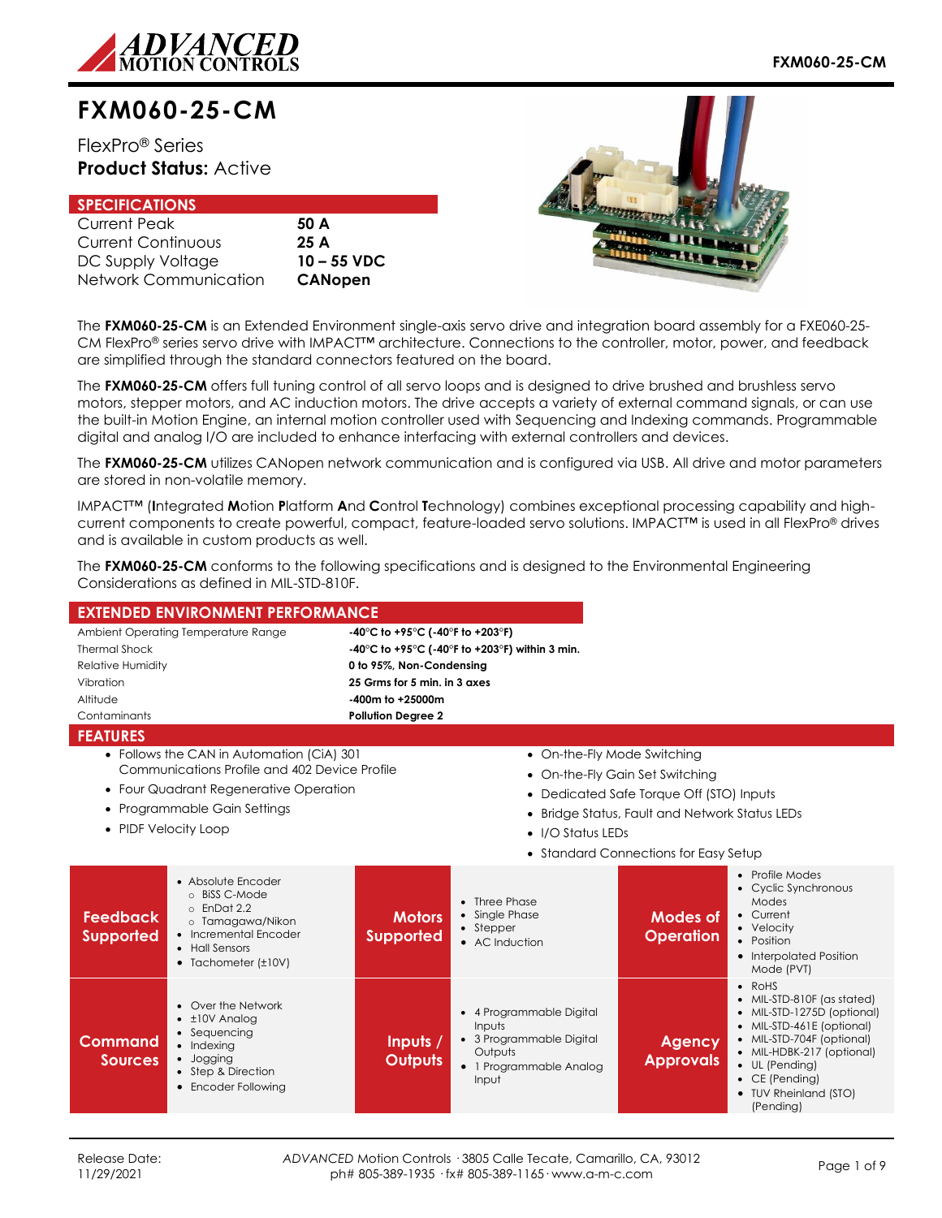# FXM060-25-CM

FlexPro® Series
**Product Status:** Active

## SPECIFICATIONS

| | |
|---|---|
| Current Peak | **50 A** |
| Current Continuous | **25 A** |
| DC Supply Voltage | **10 – 55 VDC** |
| Network Communication | **CANopen** |

The **FXM060-25-CM** is an Extended Environment single-axis servo drive and integration board assembly for a FXE060-25-CM FlexPro® series servo drive with IMPACT™ architecture. Connections to the controller, motor, power, and feedback are simplified through the standard connectors featured on the board.

The **FXM060-25-CM** offers full tuning control of all servo loops and is designed to drive brushed and brushless servo motors, stepper motors, and AC induction motors. The drive accepts a variety of external command signals, or can use the built-in Motion Engine, an internal motion controller used with Sequencing and Indexing commands. Programmable digital and analog I/O are included to enhance interfacing with external controllers and devices.

The **FXM060-25-CM** utilizes CANopen network communication and is configured via USB. All drive and motor parameters are stored in non-volatile memory.

IMPACT™ (**I**ntegrated **M**otion **P**latform **A**nd **C**ontrol **T**echnology) combines exceptional processing capability and high-current components to create powerful, compact, feature-loaded servo solutions. IMPACT™ is used in all FlexPro® drives and is available in custom products as well.

The **FXM060-25-CM** conforms to the following specifications and is designed to the Environmental Engineering Considerations as defined in MIL-STD-810F.

## EXTENDED ENVIRONMENT PERFORMANCE

| | |
|---|---|
| Ambient Operating Temperature Range | **-40°C to +95°C (-40°F to +203°F)** |
| Thermal Shock | **-40°C to +95°C (-40°F to +203°F) within 3 min.** |
| Relative Humidity | **0 to 95%, Non-Condensing** |
| Vibration | **25 Grms for 5 min. in 3 axes** |
| Altitude | **-400m to +25000m** |
| Contaminants | **Pollution Degree 2** |

## FEATURES

- Follows the CAN in Automation (CiA) 301 Communications Profile and 402 Device Profile
- Four Quadrant Regenerative Operation
- Programmable Gain Settings
- PIDF Velocity Loop
- On-the-Fly Mode Switching
- On-the-Fly Gain Set Switching
- Dedicated Safe Torque Off (STO) Inputs
- Bridge Status, Fault and Network Status LEDs
- I/O Status LEDs
- Standard Connections for Easy Setup

| | | | | | |
|---|---|---|---|---|---|
| **Feedback Supported** | • Absolute Encoder<br>○ BiSS C-Mode<br>○ EnDat 2.2<br>○ Tamagawa/Nikon<br>• Incremental Encoder<br>• Hall Sensors<br>• Tachometer (±10V) | **Motors Supported** | • Three Phase<br>• Single Phase<br>• Stepper<br>• AC Induction | **Modes of Operation** | • Profile Modes<br>• Cyclic Synchronous Modes<br>• Current<br>• Velocity<br>• Position<br>• Interpolated Position Mode (PVT) |
| **Command Sources** | • Over the Network<br>• ±10V Analog<br>• Sequencing<br>• Indexing<br>• Jogging<br>• Step & Direction<br>• Encoder Following | **Inputs / Outputs** | • 4 Programmable Digital Inputs<br>• 3 Programmable Digital Outputs<br>• 1 Programmable Analog Input | **Agency Approvals** | • RoHS<br>• MIL-STD-810F (as stated)<br>• MIL-STD-1275D (optional)<br>• MIL-STD-461E (optional)<br>• MIL-STD-704F (optional)<br>• MIL-HDBK-217 (optional)<br>• UL (Pending)<br>• CE (Pending)<br>• TUV Rheinland (STO) (Pending) |

Release Date: 11/29/2021

*ADVANCED* Motion Controls · 3805 Calle Tecate, Camarillo, CA, 93012
ph# 805-389-1935 · fx# 805-389-1165 · www.a-m-c.com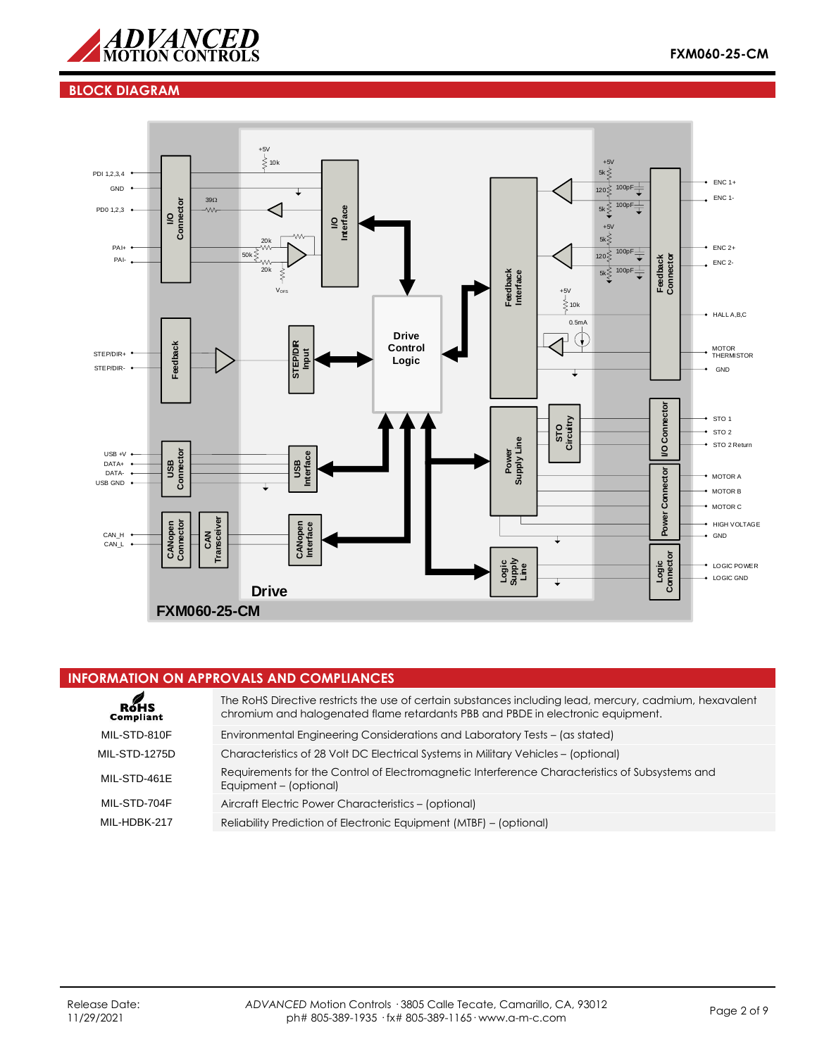## BLOCK DIAGRAM

PDI 1,2,3,4
GND
PDO 1,2,3
PAI+
PAI-
STEP/DIR+
STEP/DIR-
USB +V
DATA+
DATA-
USB GND
CAN_H
CAN_L

I/O Connector
Feedback
USB Connector
CANopen Connector
CAN Transceiver

+5V
10k
39Ω
20k
50k
20k
$V_{OFS}$

I/O Interface
STEP/DIR Input
USB Interface
CANopen Interface

Drive Control Logic

Feedback Interface
Power Supply Line
STO Circuitry
Logic Supply Line

+5V
5k
120
100pF
5k
100pF
+5V
5k
120
100pF
5k
100pF
+5V
10k
0.5mA

Feedback Connector
I/O Connector
Power Connector
Logic Connector

ENC 1+
ENC 1-
ENC 2+
ENC 2-
HALL A,B,C
MOTOR THERMISTOR
GND
STO 1
STO 2
STO 2 Return
MOTOR A
MOTOR B
MOTOR C
HIGH VOLTAGE
GND
LOGIC POWER
LOGIC GND

Drive

FXM060-25-CM

## INFORMATION ON APPROVALS AND COMPLIANCES

| | |
|---|---|
| RoHS Compliant | The RoHS Directive restricts the use of certain substances including lead, mercury, cadmium, hexavalent chromium and halogenated flame retardants PBB and PBDE in electronic equipment. |
| MIL-STD-810F | Environmental Engineering Considerations and Laboratory Tests – (as stated) |
| MIL-STD-1275D | Characteristics of 28 Volt DC Electrical Systems in Military Vehicles – (optional) |
| MIL-STD-461E | Requirements for the Control of Electromagnetic Interference Characteristics of Subsystems and Equipment – (optional) |
| MIL-STD-704F | Aircraft Electric Power Characteristics – (optional) |
| MIL-HDBK-217 | Reliability Prediction of Electronic Equipment (MTBF) – (optional) |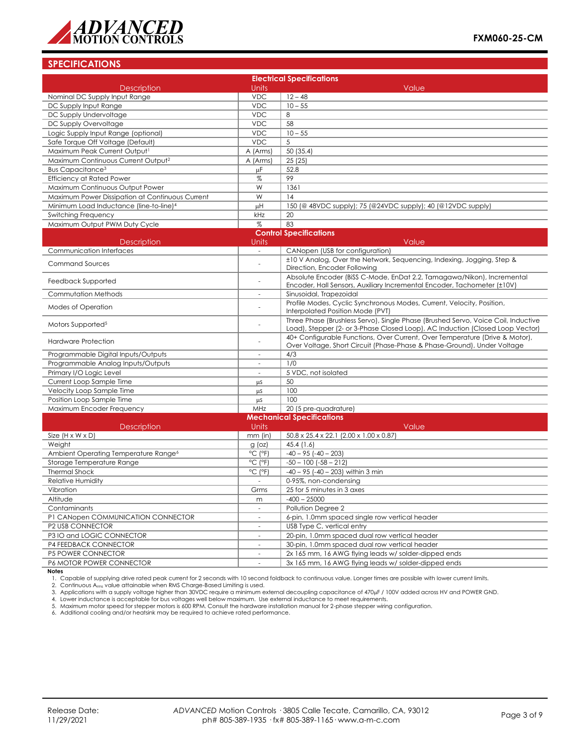## SPECIFICATIONS

| Description | Units | Value |
|---|---|---|
| **Electrical Specifications** | | |
| Nominal DC Supply Input Range | VDC | 12 – 48 |
| DC Supply Input Range | VDC | 10 – 55 |
| DC Supply Undervoltage | VDC | 8 |
| DC Supply Overvoltage | VDC | 58 |
| Logic Supply Input Range (optional) | VDC | 10 – 55 |
| Safe Torque Off Voltage (Default) | VDC | 5 |
| Maximum Peak Current Output[1] | A (Arms) | 50 (35.4) |
| Maximum Continuous Current Output[2] | A (Arms) | 25 (25) |
| Bus Capacitance[3] | μF | 52.8 |
| Efficiency at Rated Power | % | 99 |
| Maximum Continuous Output Power | W | 1361 |
| Maximum Power Dissipation at Continuous Current | W | 14 |
| Minimum Load Inductance (line-to-line)[4] | μH | 150 (@ 48VDC supply); 75 (@24VDC supply); 40 (@12VDC supply) |
| Switching Frequency | kHz | 20 |
| Maximum Output PWM Duty Cycle | % | 83 |
| **Control Specifications** | | |
| Communication Interfaces | - | CANopen (USB for configuration) |
| Command Sources | - | ±10 V Analog, Over the Network, Sequencing, Indexing, Jogging, Step & Direction, Encoder Following |
| Feedback Supported | - | Absolute Encoder (BiSS C-Mode, EnDat 2.2, Tamagawa/Nikon), Incremental Encoder, Hall Sensors, Auxiliary Incremental Encoder, Tachometer (±10V) |
| Commutation Methods | - | Sinusoidal, Trapezoidal |
| Modes of Operation | - | Profile Modes, Cyclic Synchronous Modes, Current, Velocity, Position, Interpolated Position Mode (PVT) |
| Motors Supported[5] | - | Three Phase (Brushless Servo), Single Phase (Brushed Servo, Voice Coil, Inductive Load), Stepper (2- or 3-Phase Closed Loop), AC Induction (Closed Loop Vector) |
| Hardware Protection | - | 40+ Configurable Functions, Over Current, Over Temperature (Drive & Motor), Over Voltage, Short Circuit (Phase-Phase & Phase-Ground), Under Voltage |
| Programmable Digital Inputs/Outputs | - | 4/3 |
| Programmable Analog Inputs/Outputs | - | 1/0 |
| Primary I/O Logic Level | - | 5 VDC, not isolated |
| Current Loop Sample Time | μs | 50 |
| Velocity Loop Sample Time | μs | 100 |
| Position Loop Sample Time | μs | 100 |
| Maximum Encoder Frequency | MHz | 20 (5 pre-quadrature) |
| **Mechanical Specifications** | | |
| Size (H x W x D) | mm (in) | 50.8 x 25.4 x 22.1 (2.00 x 1.00 x 0.87) |
| Weight | g (oz) | 45.4 (1.6) |
| Ambient Operating Temperature Range[6] | °C (°F) | -40 – 95 (-40 – 203) |
| Storage Temperature Range | °C (°F) | -50 – 100 (-58 – 212) |
| Thermal Shock | °C (°F) | -40 – 95 (-40 – 203) within 3 min |
| Relative Humidity | - | 0-95%, non-condensing |
| Vibration | Grms | 25 for 5 minutes in 3 axes |
| Altitude | m | -400 – 25000 |
| Contaminants | - | Pollution Degree 2 |
| P1 CANopen COMMUNICATION CONNECTOR | - | 6-pin, 1.0mm spaced single row vertical header |
| P2 USB CONNECTOR | - | USB Type C, vertical entry |
| P3 IO and LOGIC CONNECTOR | - | 20-pin, 1.0mm spaced dual row vertical header |
| P4 FEEDBACK CONNECTOR | - | 30-pin, 1.0mm spaced dual row vertical header |
| P5 POWER CONNECTOR | - | 2x 165 mm, 16 AWG flying leads w/ solder-dipped ends |
| P6 MOTOR POWER CONNECTOR | - | 3x 165 mm, 16 AWG flying leads w/ solder-dipped ends |

**Notes**

1. Capable of supplying drive rated peak current for 2 seconds with 10 second foldback to continuous value. Longer times are possible with lower current limits.
2. Continuous $A_{rms}$ value attainable when RMS Charge-Based Limiting is used.
3. Applications with a supply voltage higher than 30VDC require a minimum external decoupling capacitance of 470μF / 100V added across HV and POWER GND.
4. Lower inductance is acceptable for bus voltages well below maximum. Use external inductance to meet requirements.
5. Maximum motor speed for stepper motors is 600 RPM. Consult the hardware installation manual for 2-phase stepper wiring configuration.
6. Additional cooling and/or heatsink may be required to achieve rated performance.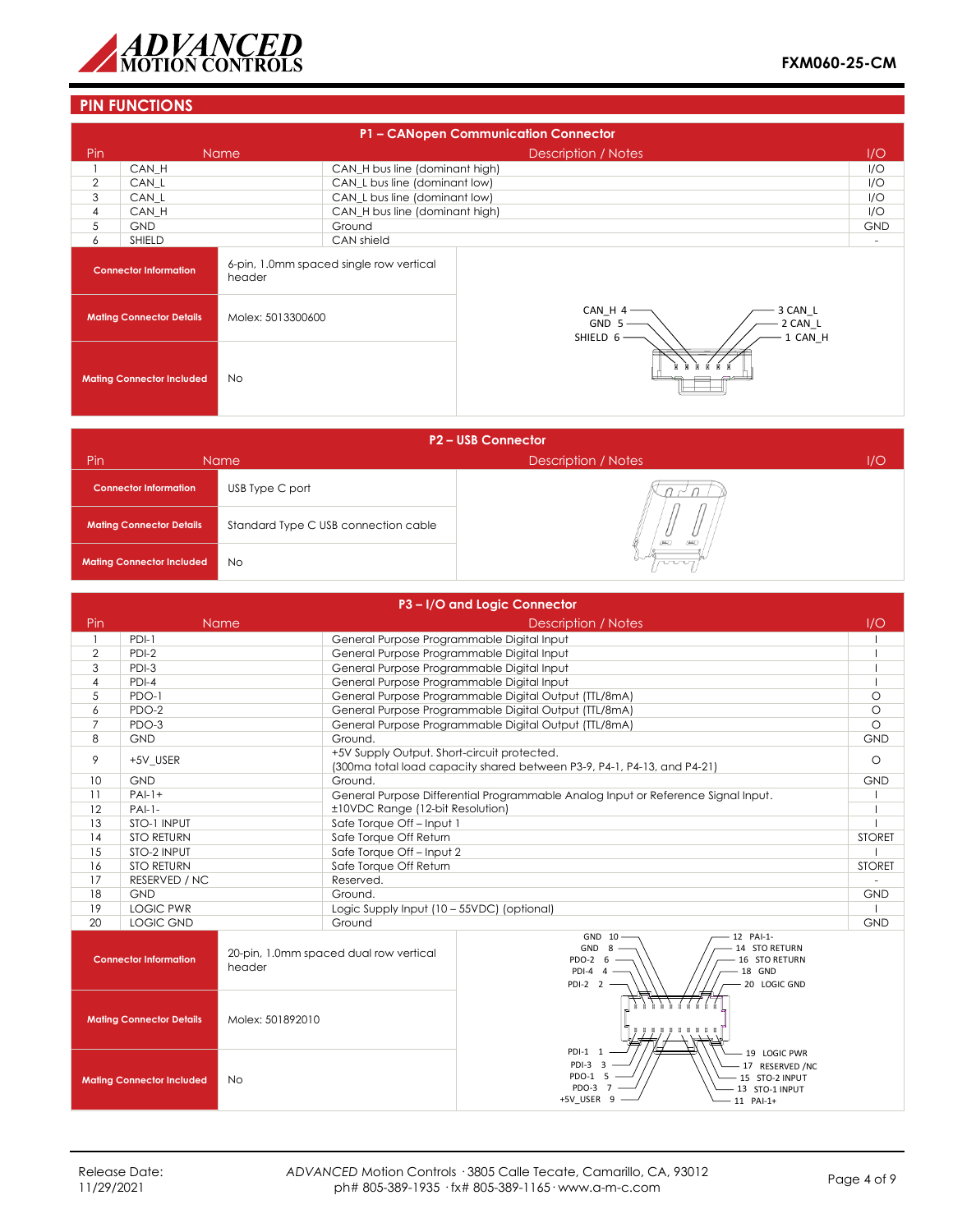## PIN FUNCTIONS

### P1 – CANopen Communication Connector

| Pin | Name | Description / Notes | I/O |
|---|---|---|---|
| 1 | CAN_H | CAN_H bus line (dominant high) | I/O |
| 2 | CAN_L | CAN_L bus line (dominant low) | I/O |
| 3 | CAN_L | CAN_L bus line (dominant low) | I/O |
| 4 | CAN_H | CAN_H bus line (dominant high) | I/O |
| 5 | GND | Ground | GND |
| 6 | SHIELD | CAN shield | - |

| | |
|---|---|
| **Connector Information** | 6-pin, 1.0mm spaced single row vertical header |
| **Mating Connector Details** | Molex: 5013300600 |
| **Mating Connector Included** | No |

CAN_H 4, GND 5, SHIELD 6, 3 CAN_L, 2 CAN_L, 1 CAN_H

### P2 – USB Connector

| Pin | Name | Description / Notes | I/O |
|---|---|---|---|
| **Connector Information** | USB Type C port | | |
| **Mating Connector Details** | Standard Type C USB connection cable | | |
| **Mating Connector Included** | No | | |

### P3 – I/O and Logic Connector

| Pin | Name | Description / Notes | I/O |
|---|---|---|---|
| 1 | PDI-1 | General Purpose Programmable Digital Input | I |
| 2 | PDI-2 | General Purpose Programmable Digital Input | I |
| 3 | PDI-3 | General Purpose Programmable Digital Input | I |
| 4 | PDI-4 | General Purpose Programmable Digital Input | I |
| 5 | PDO-1 | General Purpose Programmable Digital Output (TTL/8mA) | O |
| 6 | PDO-2 | General Purpose Programmable Digital Output (TTL/8mA) | O |
| 7 | PDO-3 | General Purpose Programmable Digital Output (TTL/8mA) | O |
| 8 | GND | Ground. | GND |
| 9 | +5V_USER | +5V Supply Output. Short-circuit protected. (300ma total load capacity shared between P3-9, P4-1, P4-13, and P4-21) | O |
| 10 | GND | Ground. | GND |
| 11 | PAI-1+ | General Purpose Differential Programmable Analog Input or Reference Signal Input. | I |
| 12 | PAI-1- | ±10VDC Range (12-bit Resolution) | I |
| 13 | STO-1 INPUT | Safe Torque Off – Input 1 | I |
| 14 | STO RETURN | Safe Torque Off Return | STORET |
| 15 | STO-2 INPUT | Safe Torque Off – Input 2 | I |
| 16 | STO RETURN | Safe Torque Off Return | STORET |
| 17 | RESERVED / NC | Reserved. | - |
| 18 | GND | Ground. | GND |
| 19 | LOGIC PWR | Logic Supply Input (10 – 55VDC) (optional) | I |
| 20 | LOGIC GND | Ground | GND |

| | |
|---|---|
| **Connector Information** | 20-pin, 1.0mm spaced dual row vertical header |
| **Mating Connector Details** | Molex: 501892010 |
| **Mating Connector Included** | No |

GND 10, GND 8, PDO-2 6, PDI-4 4, PDI-2 2, 12 PAI-1-, 14 STO RETURN, 16 STO RETURN, 18 GND, 20 LOGIC GND

PDI-1 1, PDI-3 3, PDO-1 5, PDO-3 7, +5V_USER 9, 19 LOGIC PWR, 17 RESERVED /NC, 15 STO-2 INPUT, 13 STO-1 INPUT, 11 PAI-1+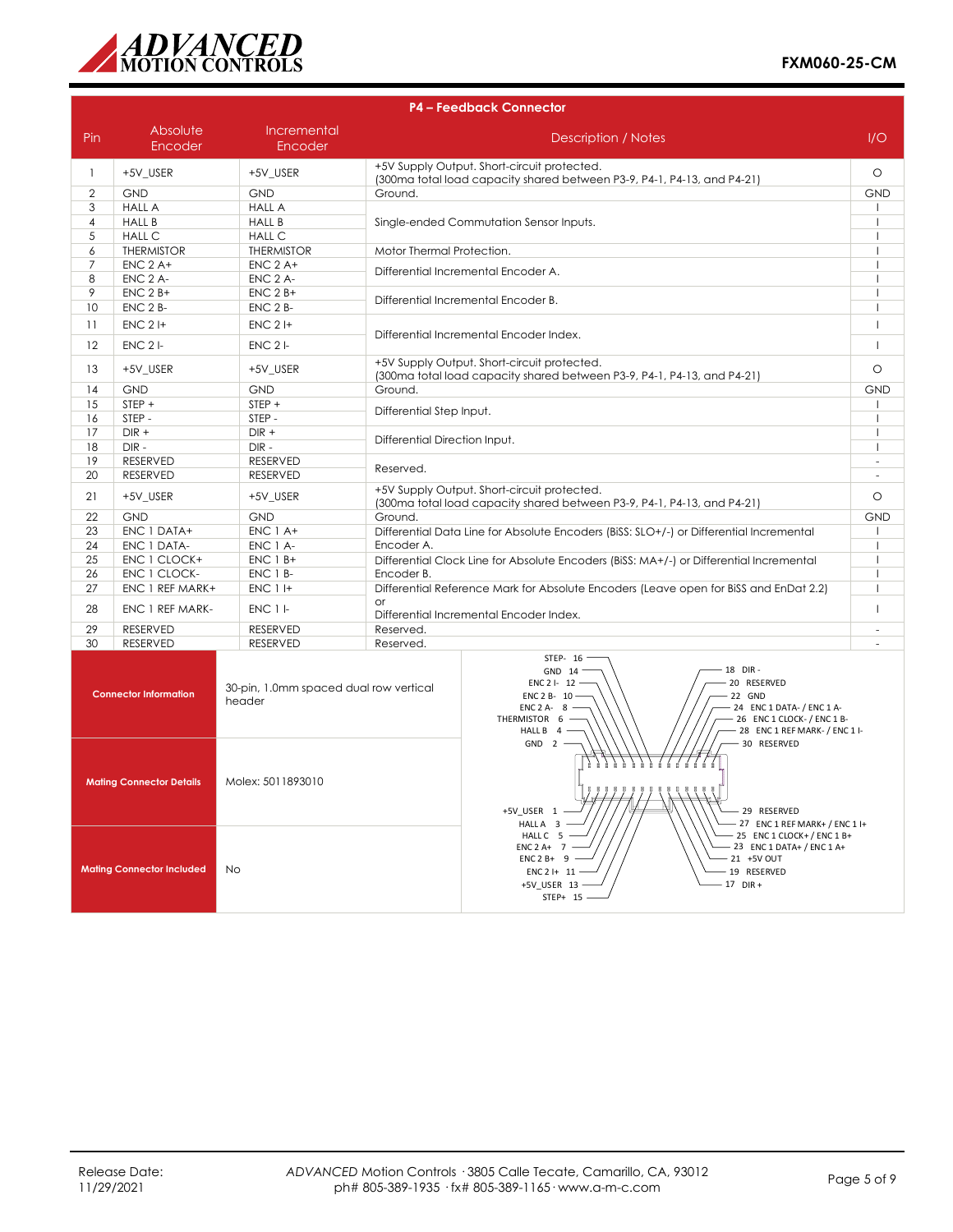## P4 – Feedback Connector

| Pin | Absolute Encoder | Incremental Encoder | Description / Notes | I/O |
|---|---|---|---|---|
| 1 | +5V_USER | +5V_USER | +5V Supply Output. Short-circuit protected. (300ma total load capacity shared between P3-9, P4-1, P4-13, and P4-21) | O |
| 2 | GND | GND | Ground. | GND |
| 3 | HALL A | HALL A | Single-ended Commutation Sensor Inputs. | I |
| 4 | HALL B | HALL B | | I |
| 5 | HALL C | HALL C | | I |
| 6 | THERMISTOR | THERMISTOR | Motor Thermal Protection. | I |
| 7 | ENC 2 A+ | ENC 2 A+ | Differential Incremental Encoder A. | I |
| 8 | ENC 2 A- | ENC 2 A- | | I |
| 9 | ENC 2 B+ | ENC 2 B+ | Differential Incremental Encoder B. | I |
| 10 | ENC 2 B- | ENC 2 B- | | I |
| 11 | ENC 2 I+ | ENC 2 I+ | Differential Incremental Encoder Index. | I |
| 12 | ENC 2 I- | ENC 2 I- | | I |
| 13 | +5V_USER | +5V_USER | +5V Supply Output. Short-circuit protected. (300ma total load capacity shared between P3-9, P4-1, P4-13, and P4-21) | O |
| 14 | GND | GND | Ground. | GND |
| 15 | STEP + | STEP + | Differential Step Input. | I |
| 16 | STEP - | STEP - | | I |
| 17 | DIR + | DIR + | Differential Direction Input. | I |
| 18 | DIR - | DIR - | | I |
| 19 | RESERVED | RESERVED | Reserved. | - |
| 20 | RESERVED | RESERVED | | - |
| 21 | +5V_USER | +5V_USER | +5V Supply Output. Short-circuit protected. (300ma total load capacity shared between P3-9, P4-1, P4-13, and P4-21) | O |
| 22 | GND | GND | Ground. | GND |
| 23 | ENC 1 DATA+ | ENC 1 A+ | Differential Data Line for Absolute Encoders (BiSS: SLO+/-) or Differential Incremental Encoder A. | I |
| 24 | ENC 1 DATA- | ENC 1 A- | | I |
| 25 | ENC 1 CLOCK+ | ENC 1 B+ | Differential Clock Line for Absolute Encoders (BiSS: MA+/-) or Differential Incremental Encoder B. | I |
| 26 | ENC 1 CLOCK- | ENC 1 B- | | I |
| 27 | ENC 1 REF MARK+ | ENC 1 I+ | Differential Reference Mark for Absolute Encoders (Leave open for BiSS and EnDat 2.2) or Differential Incremental Encoder Index. | I |
| 28 | ENC 1 REF MARK- | ENC 1 I- | | I |
| 29 | RESERVED | RESERVED | Reserved. | - |
| 30 | RESERVED | RESERVED | Reserved. | - |

| | |
|---|---|
| **Connector Information** | 30-pin, 1.0mm spaced dual row vertical header |
| **Mating Connector Details** | Molex: 5011893010 |
| **Mating Connector Included** | No |

Connector pinout diagram:

- STEP- 16
- GND 14
- ENC 2 I- 12
- ENC 2 B- 10
- ENC 2 A- 8
- THERMISTOR 6
- HALL B 4
- GND 2
- 18 DIR -
- 20 RESERVED
- 22 GND
- 24 ENC 1 DATA- / ENC 1 A-
- 26 ENC 1 CLOCK- / ENC 1 B-
- 28 ENC 1 REF MARK- / ENC 1 I-
- 30 RESERVED
- +5V_USER 1
- HALL A 3
- HALL C 5
- ENC 2 A+ 7
- ENC 2 B+ 9
- ENC 2 I+ 11
- +5V_USER 13
- STEP+ 15
- 29 RESERVED
- 27 ENC 1 REF MARK+ / ENC 1 I+
- 25 ENC 1 CLOCK+ / ENC 1 B+
- 23 ENC 1 DATA+ / ENC 1 A+
- 21 +5V OUT
- 19 RESERVED
- 17 DIR +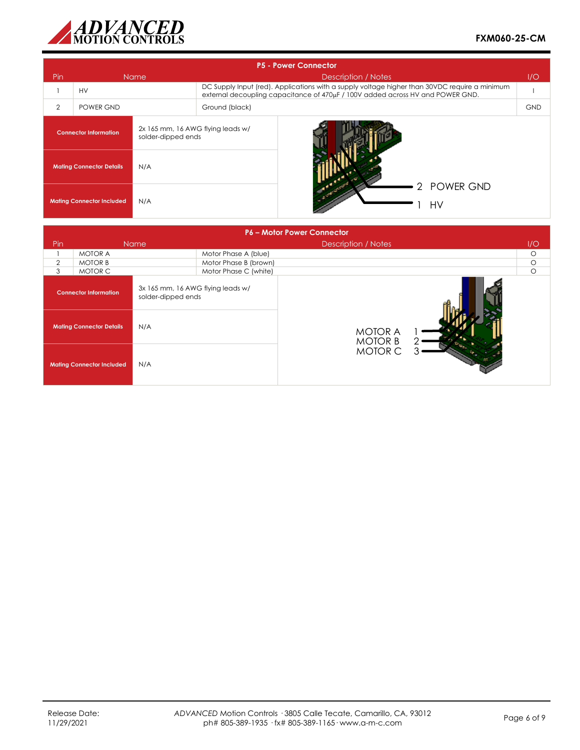## P5 - Power Connector

| Pin | Name | Description / Notes | I/O |
|---|---|---|---|
| 1 | HV | DC Supply Input (red). Applications with a supply voltage higher than 30VDC require a minimum external decoupling capacitance of 470µF / 100V added across HV and POWER GND. | I |
| 2 | POWER GND | Ground (black) | GND |

| | |
|---|---|
| **Connector Information** | 2x 165 mm, 16 AWG flying leads w/ solder-dipped ends |
| **Mating Connector Details** | N/A |
| **Mating Connector Included** | N/A |

2 POWER GND
1 HV

## P6 – Motor Power Connector

| Pin | Name | Description / Notes | I/O |
|---|---|---|---|
| 1 | MOTOR A | Motor Phase A (blue) | O |
| 2 | MOTOR B | Motor Phase B (brown) | O |
| 3 | MOTOR C | Motor Phase C (white) | O |

| | |
|---|---|
| **Connector Information** | 3x 165 mm, 16 AWG flying leads w/ solder-dipped ends |
| **Mating Connector Details** | N/A |
| **Mating Connector Included** | N/A |

MOTOR A 1
MOTOR B 2
MOTOR C 3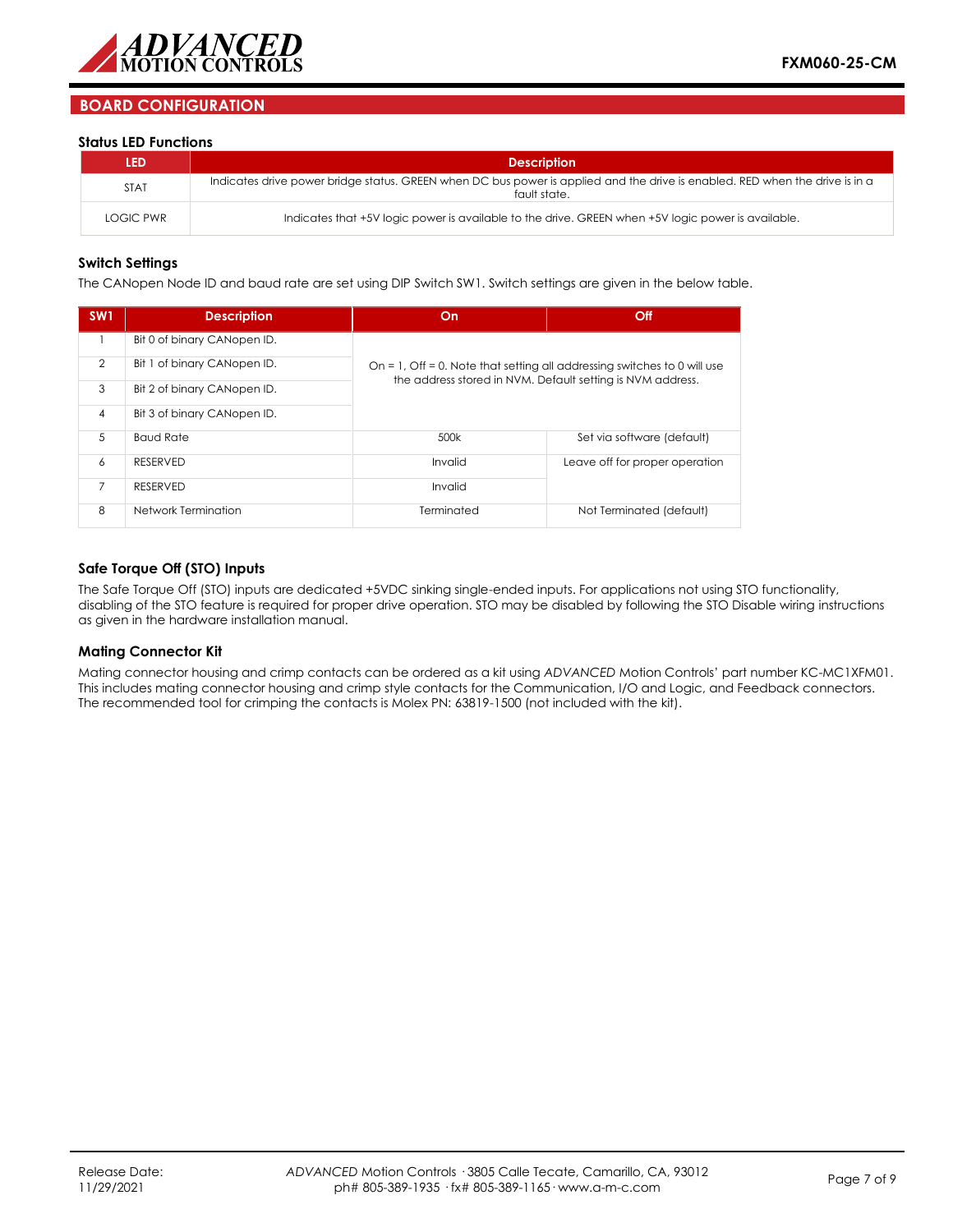## BOARD CONFIGURATION

### Status LED Functions

| LED | Description |
| --- | --- |
| STAT | Indicates drive power bridge status. GREEN when DC bus power is applied and the drive is enabled. RED when the drive is in a fault state. |
| LOGIC PWR | Indicates that +5V logic power is available to the drive. GREEN when +5V logic power is available. |

### Switch Settings

The CANopen Node ID and baud rate are set using DIP Switch SW1. Switch settings are given in the below table.

| SW1 | Description | On | Off |
| --- | --- | --- | --- |
| 1 | Bit 0 of binary CANopen ID. | On = 1, Off = 0. Note that setting all addressing switches to 0 will use the address stored in NVM. Default setting is NVM address. | |
| 2 | Bit 1 of binary CANopen ID. | | |
| 3 | Bit 2 of binary CANopen ID. | | |
| 4 | Bit 3 of binary CANopen ID. | | |
| 5 | Baud Rate | 500k | Set via software (default) |
| 6 | RESERVED | Invalid | Leave off for proper operation |
| 7 | RESERVED | Invalid | |
| 8 | Network Termination | Terminated | Not Terminated (default) |

### Safe Torque Off (STO) Inputs

The Safe Torque Off (STO) inputs are dedicated +5VDC sinking single-ended inputs. For applications not using STO functionality, disabling of the STO feature is required for proper drive operation. STO may be disabled by following the STO Disable wiring instructions as given in the hardware installation manual.

### Mating Connector Kit

Mating connector housing and crimp contacts can be ordered as a kit using *ADVANCED* Motion Controls' part number KC-MC1XFM01. This includes mating connector housing and crimp style contacts for the Communication, I/O and Logic, and Feedback connectors. The recommended tool for crimping the contacts is Molex PN: 63819-1500 (not included with the kit).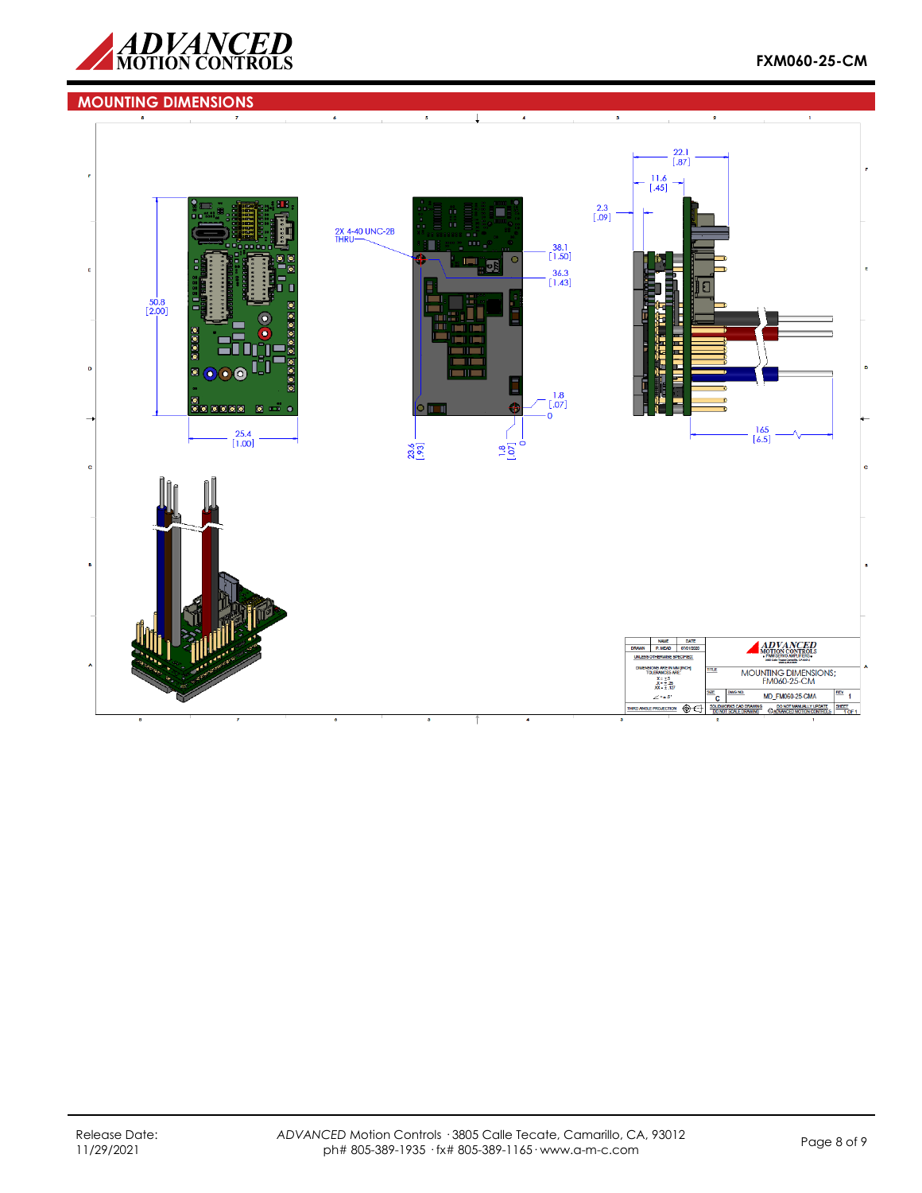## MOUNTING DIMENSIONS

22.1 [.87]

11.6 [.45]

2.3 [.09]

2X 4-40 UNC-2B THRU

38.1 [1.50]

36.3 [1.43]

50.8 [2.00]

1.8 [.07]

0

25.4 [1.00]

23.6 [.93]

1.8 [.07]

0

165 [6.5]

| NAME | DATE |
|---|---|
| DRAWN | P. NEAD | 07/01/2020 |

UNLESS OTHERWISE SPECIFIED:

DIMENSIONS ARE IN MM [INCH]
TOLERANCES ARE:
X = ±.5
.X = ±.25
.XX = ±.127
∠ = ±.5°

THIRD ANGLE PROJECTION

TITLE: MOUNTING DIMENSIONS; FM060-25-CM

SIZE: C

DWG NO. MD_FM060-25-CMA

REV 1

SOLIDWORKS CAD DRAWING DO NOT SCALE DRAWING

DO NOT MANUALLY UPDATE ©ADVANCED MOTION CONTROLS

SHEET 1 OF 1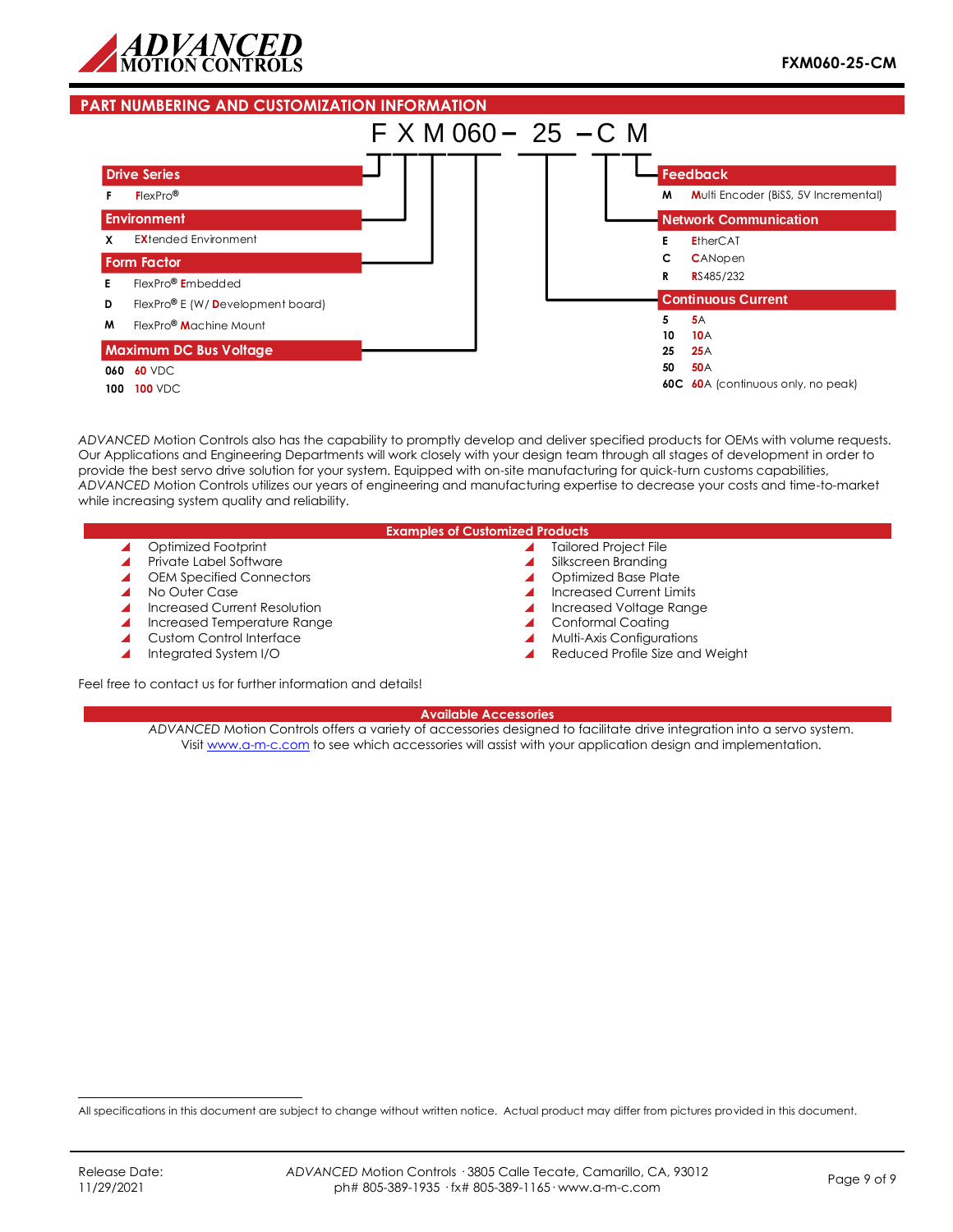## PART NUMBERING AND CUSTOMIZATION INFORMATION

**F X M 060 – 25 – C M**

**Drive Series**

- **F** FlexPro®

**Environment**

- **X** EXtended Environment

**Form Factor**

- **E** FlexPro® Embedded
- **D** FlexPro® E (W/ Development board)
- **M** FlexPro® Machine Mount

**Maximum DC Bus Voltage**

- **060** 60 VDC
- **100** 100 VDC

**Feedback**

- **M** Multi Encoder (BiSS, 5V Incremental)

**Network Communication**

- **E** EtherCAT
- **C** CANopen
- **R** RS485/232

**Continuous Current**

- **5** 5A
- **10** 10A
- **25** 25A
- **50** 50A
- **60C** 60A (continuous only, no peak)

*ADVANCED* Motion Controls also has the capability to promptly develop and deliver specified products for OEMs with volume requests. Our Applications and Engineering Departments will work closely with your design team through all stages of development in order to provide the best servo drive solution for your system. Equipped with on-site manufacturing for quick-turn customs capabilities, *ADVANCED* Motion Controls utilizes our years of engineering and manufacturing expertise to decrease your costs and time-to-market while increasing system quality and reliability.

**Examples of Customized Products**

- Optimized Footprint
- Private Label Software
- OEM Specified Connectors
- No Outer Case
- Increased Current Resolution
- Increased Temperature Range
- Custom Control Interface
- Integrated System I/O
- Tailored Project File
- Silkscreen Branding
- Optimized Base Plate
- Increased Current Limits
- Increased Voltage Range
- Conformal Coating
- Multi-Axis Configurations
- Reduced Profile Size and Weight

Feel free to contact us for further information and details!

**Available Accessories**

*ADVANCED* Motion Controls offers a variety of accessories designed to facilitate drive integration into a servo system. Visit www.a-m-c.com to see which accessories will assist with your application design and implementation.

All specifications in this document are subject to change without written notice. Actual product may differ from pictures provided in this document.